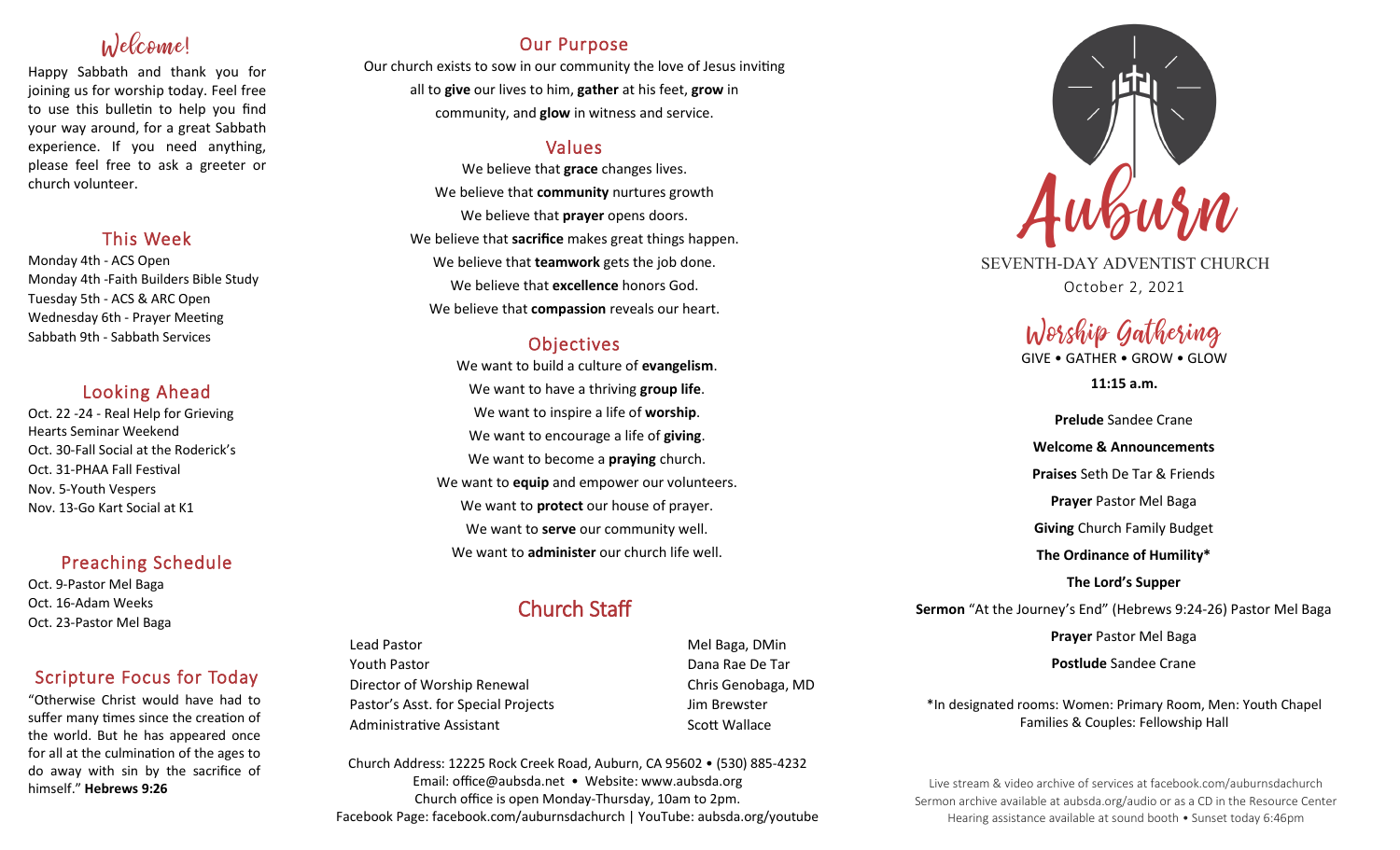# Welcome!

Happy Sabbath and thank you for joining us for worship today. Feel free to use this bulletin to help you find your way around, for a great Sabbath experience. If you need anything, please feel free to ask a greeter or church volunteer.

## This Week

Monday 4th - ACS Open
Monday 4th -Faith Builders Bible Study
Tuesday 5th - ACS & ARC Open
Wednesday 6th - Prayer Meeting
Sabbath 9th - Sabbath Services

## Looking Ahead

Oct. 22 -24 - Real Help for Grieving Hearts Seminar Weekend
Oct. 30-Fall Social at the Roderick's
Oct. 31-PHAA Fall Festival
Nov. 5-Youth Vespers
Nov. 13-Go Kart Social at K1

## Preaching Schedule

Oct. 9-Pastor Mel Baga
Oct. 16-Adam Weeks
Oct. 23-Pastor Mel Baga

## Scripture Focus for Today

"Otherwise Christ would have had to suffer many times since the creation of the world. But he has appeared once for all at the culmination of the ages to do away with sin by the sacrifice of himself." **Hebrews 9:26**

## Our Purpose

Our church exists to sow in our community the love of Jesus inviting all to **give** our lives to him, **gather** at his feet, **grow** in community, and **glow** in witness and service.

## Values

We believe that **grace** changes lives.
We believe that **community** nurtures growth
We believe that **prayer** opens doors.
We believe that **sacrifice** makes great things happen.
We believe that **teamwork** gets the job done.
We believe that **excellence** honors God.
We believe that **compassion** reveals our heart.

## Objectives

We want to build a culture of **evangelism**.
We want to have a thriving **group life**.
We want to inspire a life of **worship**.
We want to encourage a life of **giving**.
We want to become a **praying** church.
We want to **equip** and empower our volunteers.
We want to **protect** our house of prayer.
We want to **serve** our community well.
We want to **administer** our church life well.

## Church Staff

| | |
|---|---|
| Lead Pastor | Mel Baga, DMin |
| Youth Pastor | Dana Rae De Tar |
| Director of Worship Renewal | Chris Genobaga, MD |
| Pastor's Asst. for Special Projects | Jim Brewster |
| Administrative Assistant | Scott Wallace |

Church Address: 12225 Rock Creek Road, Auburn, CA 95602 • (530) 885-4232
Email: office@aubsda.net • Website: www.aubsda.org
Church office is open Monday-Thursday, 10am to 2pm.
Facebook Page: facebook.com/auburnsdachurch | YouTube: aubsda.org/youtube

# Auburn

SEVENTH-DAY ADVENTIST CHURCH
October 2, 2021

## Worship Gathering

GIVE • GATHER • GROW • GLOW

**11:15 a.m.**

**Prelude** Sandee Crane

**Welcome & Announcements**

**Praises** Seth De Tar & Friends

**Prayer** Pastor Mel Baga

**Giving** Church Family Budget

**The Ordinance of Humility***

**The Lord's Supper**

**Sermon** "At the Journey's End" (Hebrews 9:24-26) Pastor Mel Baga

**Prayer** Pastor Mel Baga

**Postlude** Sandee Crane

*In designated rooms: Women: Primary Room, Men: Youth Chapel
Families & Couples: Fellowship Hall

Live stream & video archive of services at facebook.com/auburnsdachurch
Sermon archive available at aubsda.org/audio or as a CD in the Resource Center
Hearing assistance available at sound booth • Sunset today 6:46pm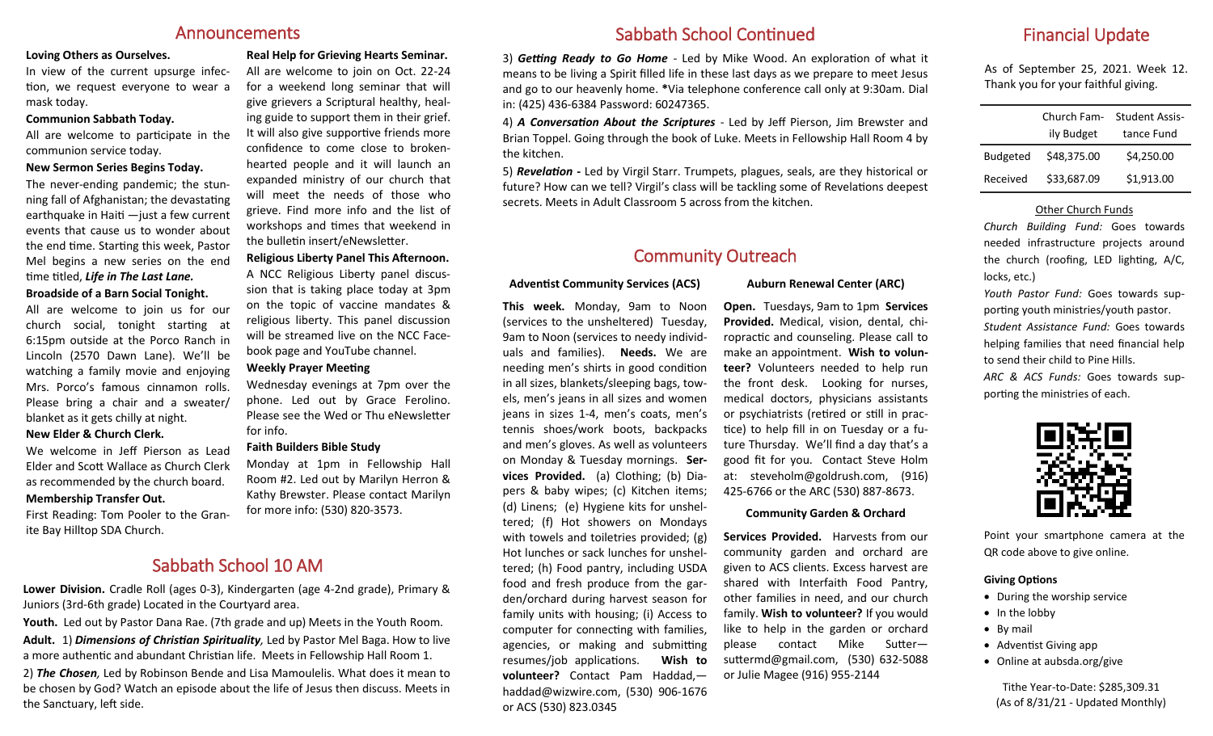## Announcements

**Loving Others as Ourselves.**

In view of the current upsurge infection, we request everyone to wear a mask today.

**Communion Sabbath Today.**

All are welcome to participate in the communion service today.

**New Sermon Series Begins Today.**

The never-ending pandemic; the stunning fall of Afghanistan; the devastating earthquake in Haiti —just a few current events that cause us to wonder about the end time. Starting this week, Pastor Mel begins a new series on the end time titled, ***Life in The Last Lane.***

**Broadside of a Barn Social Tonight.**

All are welcome to join us for our church social, tonight starting at 6:15pm outside at the Porco Ranch in Lincoln (2570 Dawn Lane). We'll be watching a family movie and enjoying Mrs. Porco's famous cinnamon rolls. Please bring a chair and a sweater/ blanket as it gets chilly at night.

**New Elder & Church Clerk.**

We welcome in Jeff Pierson as Lead Elder and Scott Wallace as Church Clerk as recommended by the church board.

**Membership Transfer Out.**

First Reading: Tom Pooler to the Granite Bay Hilltop SDA Church.

**Real Help for Grieving Hearts Seminar.**

All are welcome to join on Oct. 22-24 for a weekend long seminar that will give grievers a Scriptural healthy, healing guide to support them in their grief. It will also give supportive friends more confidence to come close to brokenhearted people and it will launch an expanded ministry of our church that will meet the needs of those who grieve. Find more info and the list of workshops and times that weekend in the bulletin insert/eNewsletter.

**Religious Liberty Panel This Afternoon.**

A NCC Religious Liberty panel discussion that is taking place today at 3pm on the topic of vaccine mandates & religious liberty. This panel discussion will be streamed live on the NCC Facebook page and YouTube channel.

**Weekly Prayer Meeting**

Wednesday evenings at 7pm over the phone. Led out by Grace Ferolino. Please see the Wed or Thu eNewsletter for info.

**Faith Builders Bible Study**

Monday at 1pm in Fellowship Hall Room #2. Led out by Marilyn Herron & Kathy Brewster. Please contact Marilyn for more info: (530) 820-3573.

## Sabbath School 10 AM

**Lower Division.** Cradle Roll (ages 0-3), Kindergarten (age 4-2nd grade), Primary & Juniors (3rd-6th grade) Located in the Courtyard area.

**Youth.** Led out by Pastor Dana Rae. (7th grade and up) Meets in the Youth Room.

**Adult.** 1) ***Dimensions of Christian Spirituality***, Led by Pastor Mel Baga. How to live a more authentic and abundant Christian life. Meets in Fellowship Hall Room 1.

2) ***The Chosen***, Led by Robinson Bende and Lisa Mamoulelis. What does it mean to be chosen by God? Watch an episode about the life of Jesus then discuss. Meets in the Sanctuary, left side.

## Sabbath School Continued

3) ***Getting Ready to Go Home*** - Led by Mike Wood. An exploration of what it means to be living a Spirit filled life in these last days as we prepare to meet Jesus and go to our heavenly home. *Via telephone conference call only at 9:30am. Dial in: (425) 436-6384 Password: 60247365.

4) ***A Conversation About the Scriptures*** - Led by Jeff Pierson, Jim Brewster and Brian Toppel. Going through the book of Luke. Meets in Fellowship Hall Room 4 by the kitchen.

5) ***Revelation -*** Led by Virgil Starr. Trumpets, plagues, seals, are they historical or future? How can we tell? Virgil's class will be tackling some of Revelations deepest secrets. Meets in Adult Classroom 5 across from the kitchen.

## Community Outreach

### Adventist Community Services (ACS)

**This week.** Monday, 9am to Noon (services to the unsheltered) Tuesday, 9am to Noon (services to needy individuals and families). **Needs.** We are needing men's shirts in good condition in all sizes, blankets/sleeping bags, towels, men's jeans in all sizes and women jeans in sizes 1-4, men's coats, men's tennis shoes/work boots, backpacks and men's gloves. As well as volunteers on Monday & Tuesday mornings. **Services Provided.** (a) Clothing; (b) Diapers & baby wipes; (c) Kitchen items; (d) Linens; (e) Hygiene kits for unsheltered; (f) Hot showers on Mondays with towels and toiletries provided; (g) Hot lunches or sack lunches for unsheltered; (h) Food pantry, including USDA food and fresh produce from the garden/orchard during harvest season for family units with housing; (i) Access to computer for connecting with families, agencies, or making and submitting resumes/job applications. **Wish to volunteer?** Contact Pam Haddad,—haddad@wizwire.com, (530) 906-1676 or ACS (530) 823.0345

### Auburn Renewal Center (ARC)

**Open.** Tuesdays, 9am to 1pm **Services Provided.** Medical, vision, dental, chiropractic and counseling. Please call to make an appointment. **Wish to volunteer?** Volunteers needed to help run the front desk. Looking for nurses, medical doctors, physicians assistants or psychiatrists (retired or still in practice) to help fill in on Tuesday or a future Thursday. We'll find a day that's a good fit for you. Contact Steve Holm at: steveholm@goldrush.com, (916) 425-6766 or the ARC (530) 887-8673.

### Community Garden & Orchard

**Services Provided.** Harvests from our community garden and orchard are given to ACS clients. Excess harvest are shared with Interfaith Food Pantry, other families in need, and our church family. **Wish to volunteer?** If you would like to help in the garden or orchard please contact Mike Sutter—suttermd@gmail.com, (530) 632-5088 or Julie Magee (916) 955-2144

## Financial Update

As of September 25, 2021. Week 12. Thank you for your faithful giving.

| | Church Family Budget | Student Assistance Fund |
|---|---|---|
| Budgeted | $48,375.00 | $4,250.00 |
| Received | $33,687.09 | $1,913.00 |

**Other Church Funds**

*Church Building Fund:* Goes towards needed infrastructure projects around the church (roofing, LED lighting, A/C, locks, etc.)

*Youth Pastor Fund:* Goes towards supporting youth ministries/youth pastor.

*Student Assistance Fund:* Goes towards helping families that need financial help to send their child to Pine Hills.

*ARC & ACS Funds:* Goes towards supporting the ministries of each.

Point your smartphone camera at the QR code above to give online.

**Giving Options**

- During the worship service
- In the lobby
- By mail
- Adventist Giving app
- Online at aubsda.org/give

Tithe Year-to-Date: $285,309.31
(As of 8/31/21 - Updated Monthly)